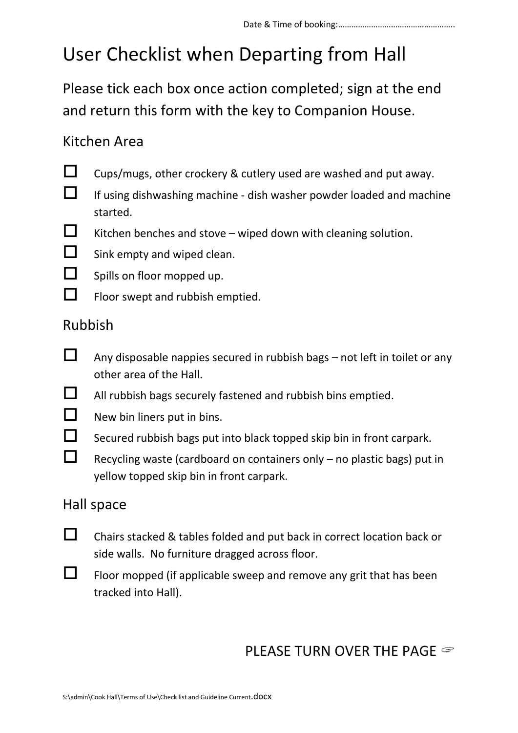Date & Time of booking:…………………………………………….

# User Checklist when Departing from Hall

Please tick each box once action completed; sign at the end and return this form with the key to Companion House.

## Kitchen Area

- ☐ Cups/mugs, other crockery & cutlery used are washed and put away.
- ☐ If using dishwashing machine - dish washer powder loaded and machine started.
- ☐ Kitchen benches and stove – wiped down with cleaning solution.
- ☐ Sink empty and wiped clean.
- ☐ Spills on floor mopped up.
- ☐ Floor swept and rubbish emptied.

## Rubbish

- ☐ Any disposable nappies secured in rubbish bags – not left in toilet or any other area of the Hall.
- ☐ All rubbish bags securely fastened and rubbish bins emptied.
- ☐ New bin liners put in bins.
- ☐ Secured rubbish bags put into black topped skip bin in front carpark.
- ☐ Recycling waste (cardboard on containers only – no plastic bags) put in yellow topped skip bin in front carpark.

## Hall space

- ☐ Chairs stacked & tables folded and put back in correct location back or side walls. No furniture dragged across floor.
- ☐ Floor mopped (if applicable sweep and remove any grit that has been tracked into Hall).

PLEASE TURN OVER THE PAGE ☞

S:\admin\Cook Hall\Terms of Use\Check list and Guideline Current.docx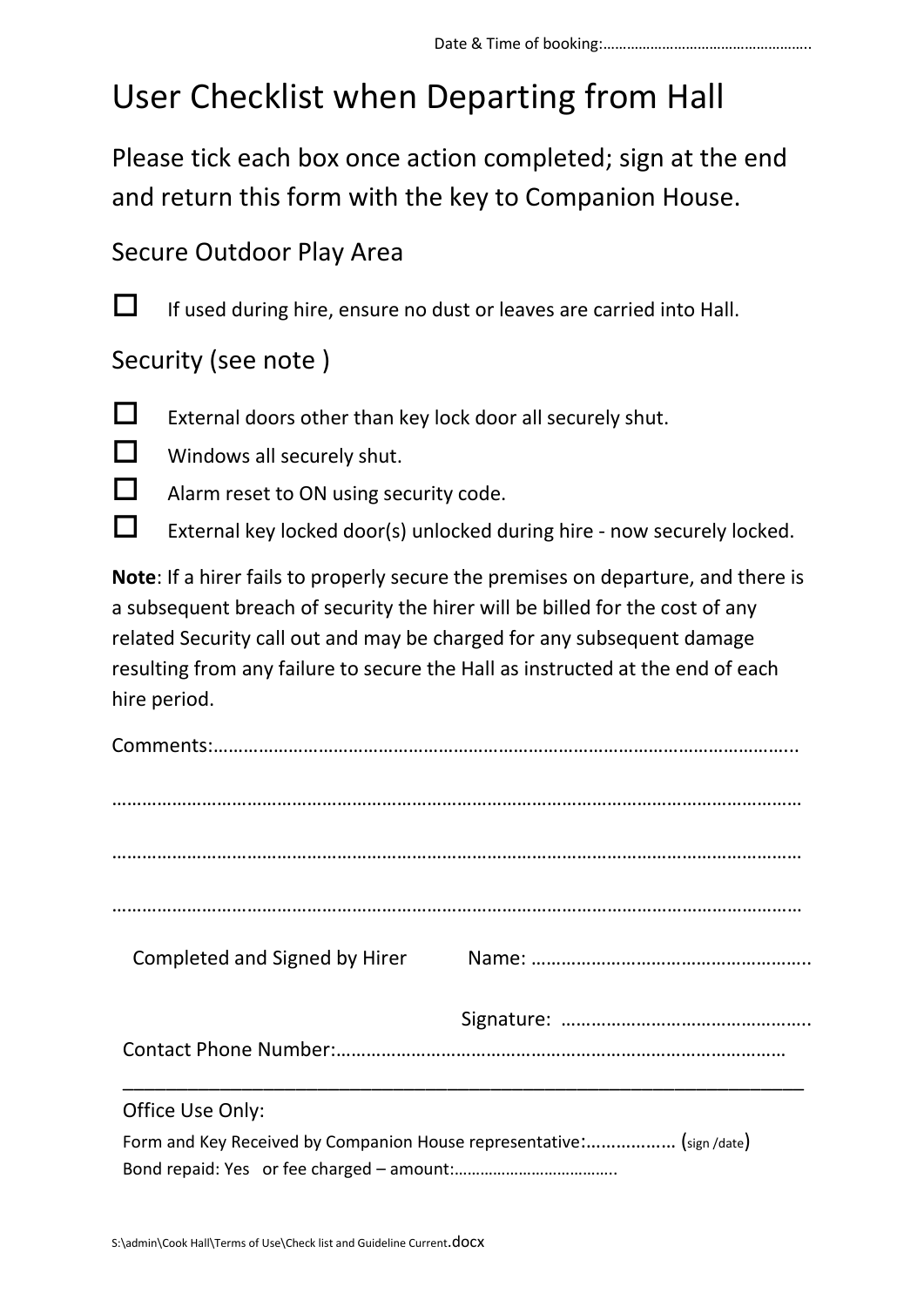Date & Time of booking:……………………………………………..

# User Checklist when Departing from Hall

Please tick each box once action completed; sign at the end and return this form with the key to Companion House.

## Secure Outdoor Play Area

- ☐ If used during hire, ensure no dust or leaves are carried into Hall.

## Security (see note )

- ☐ External doors other than key lock door all securely shut.
- ☐ Windows all securely shut.
- ☐ Alarm reset to ON using security code.
- ☐ External key locked door(s) unlocked during hire - now securely locked.

**Note**: If a hirer fails to properly secure the premises on departure, and there is a subsequent breach of security the hirer will be billed for the cost of any related Security call out and may be charged for any subsequent damage resulting from any failure to secure the Hall as instructed at the end of each hire period.

Comments:……………………………………………………………………………………………………..

…………………………………………………………………………………………………………………………

…………………………………………………………………………………………………………………………

…………………………………………………………………………………………………………………………

Completed and Signed by Hirer Name: ……………………………………………….

Signature: …………………………………………..

Contact Phone Number:……………………………………………………………………………

---

Office Use Only:

Form and Key Received by Companion House representative:……………… (sign /date)

Bond repaid: Yes or fee charged – amount:……………………………….

S:\admin\Cook Hall\Terms of Use\Check list and Guideline Current.docx